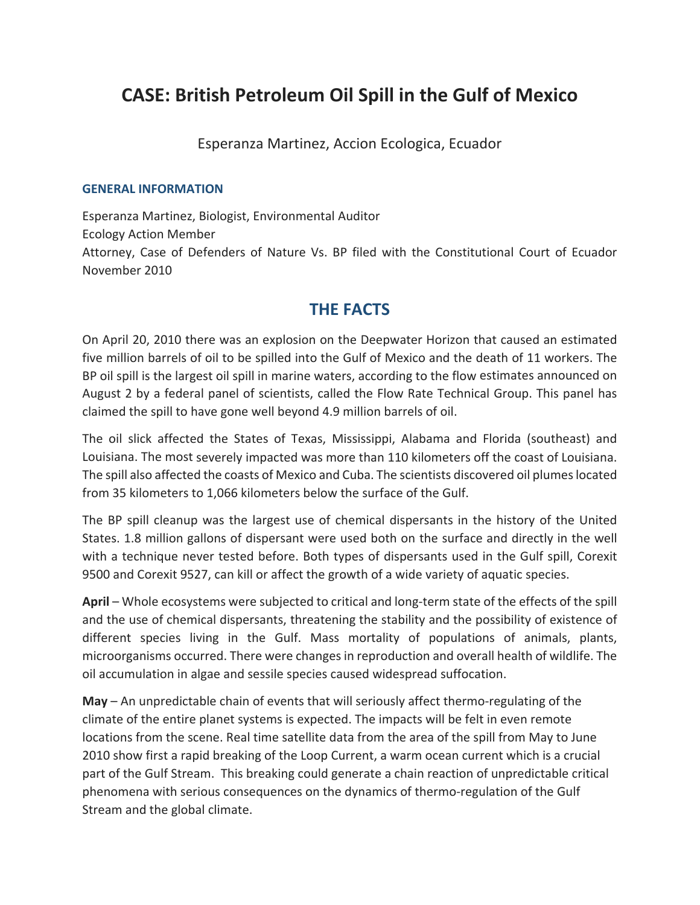# CASE: British Petroleum Oil Spill in the Gulf of Mexico

Esperanza Martinez, Accion Ecologica, Ecuador

### GENERAL INFORMATION

Esperanza Martinez, Biologist, Environmental Auditor
Ecology Action Member
Attorney, Case of Defenders of Nature Vs. BP filed with the Constitutional Court of Ecuador
November 2010

## THE FACTS

On April 20, 2010 there was an explosion on the Deepwater Horizon that caused an estimated five million barrels of oil to be spilled into the Gulf of Mexico and the death of 11 workers. The BP oil spill is the largest oil spill in marine waters, according to the flow estimates announced on August 2 by a federal panel of scientists, called the Flow Rate Technical Group. This panel has claimed the spill to have gone well beyond 4.9 million barrels of oil.

The oil slick affected the States of Texas, Mississippi, Alabama and Florida (southeast) and Louisiana. The most severely impacted was more than 110 kilometers off the coast of Louisiana. The spill also affected the coasts of Mexico and Cuba. The scientists discovered oil plumes located from 35 kilometers to 1,066 kilometers below the surface of the Gulf.

The BP spill cleanup was the largest use of chemical dispersants in the history of the United States. 1.8 million gallons of dispersant were used both on the surface and directly in the well with a technique never tested before. Both types of dispersants used in the Gulf spill, Corexit 9500 and Corexit 9527, can kill or affect the growth of a wide variety of aquatic species.

**April** – Whole ecosystems were subjected to critical and long-term state of the effects of the spill and the use of chemical dispersants, threatening the stability and the possibility of existence of different species living in the Gulf. Mass mortality of populations of animals, plants, microorganisms occurred. There were changes in reproduction and overall health of wildlife. The oil accumulation in algae and sessile species caused widespread suffocation.

**May** – An unpredictable chain of events that will seriously affect thermo-regulating of the climate of the entire planet systems is expected. The impacts will be felt in even remote locations from the scene. Real time satellite data from the area of the spill from May to June 2010 show first a rapid breaking of the Loop Current, a warm ocean current which is a crucial part of the Gulf Stream. This breaking could generate a chain reaction of unpredictable critical phenomena with serious consequences on the dynamics of thermo-regulation of the Gulf Stream and the global climate.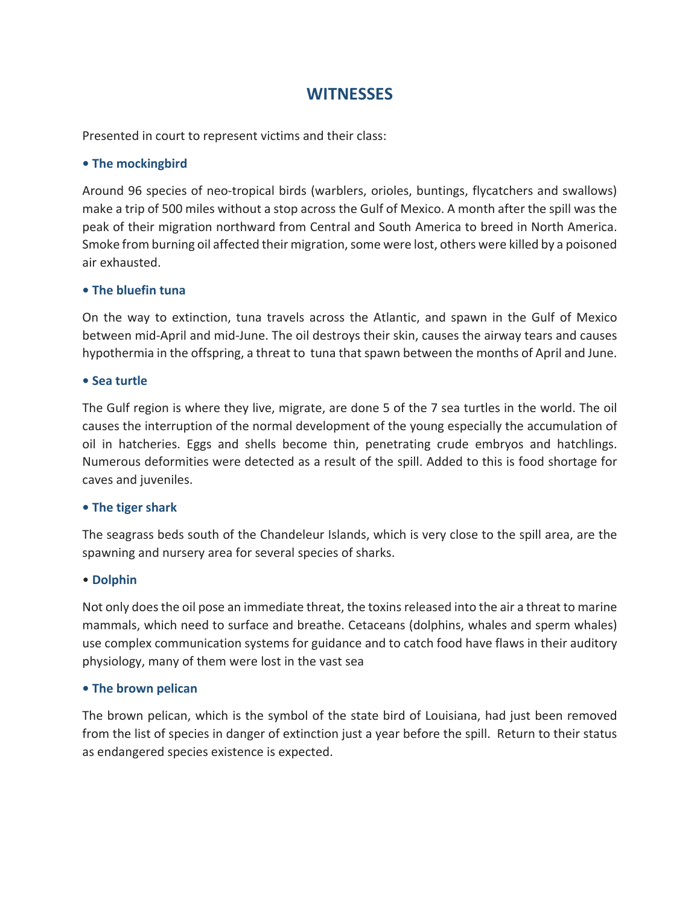## WITNESSES

Presented in court to represent victims and their class:

**• The mockingbird**

Around 96 species of neo-tropical birds (warblers, orioles, buntings, flycatchers and swallows) make a trip of 500 miles without a stop across the Gulf of Mexico. A month after the spill was the peak of their migration northward from Central and South America to breed in North America. Smoke from burning oil affected their migration, some were lost, others were killed by a poisoned air exhausted.

**• The bluefin tuna**

On the way to extinction, tuna travels across the Atlantic, and spawn in the Gulf of Mexico between mid-April and mid-June. The oil destroys their skin, causes the airway tears and causes hypothermia in the offspring, a threat to tuna that spawn between the months of April and June.

**• Sea turtle**

The Gulf region is where they live, migrate, are done 5 of the 7 sea turtles in the world. The oil causes the interruption of the normal development of the young especially the accumulation of oil in hatcheries. Eggs and shells become thin, penetrating crude embryos and hatchlings. Numerous deformities were detected as a result of the spill. Added to this is food shortage for caves and juveniles.

**• The tiger shark**

The seagrass beds south of the Chandeleur Islands, which is very close to the spill area, are the spawning and nursery area for several species of sharks.

• **Dolphin**

Not only does the oil pose an immediate threat, the toxins released into the air a threat to marine mammals, which need to surface and breathe. Cetaceans (dolphins, whales and sperm whales) use complex communication systems for guidance and to catch food have flaws in their auditory physiology, many of them were lost in the vast sea

**• The brown pelican**

The brown pelican, which is the symbol of the state bird of Louisiana, had just been removed from the list of species in danger of extinction just a year before the spill. Return to their status as endangered species existence is expected.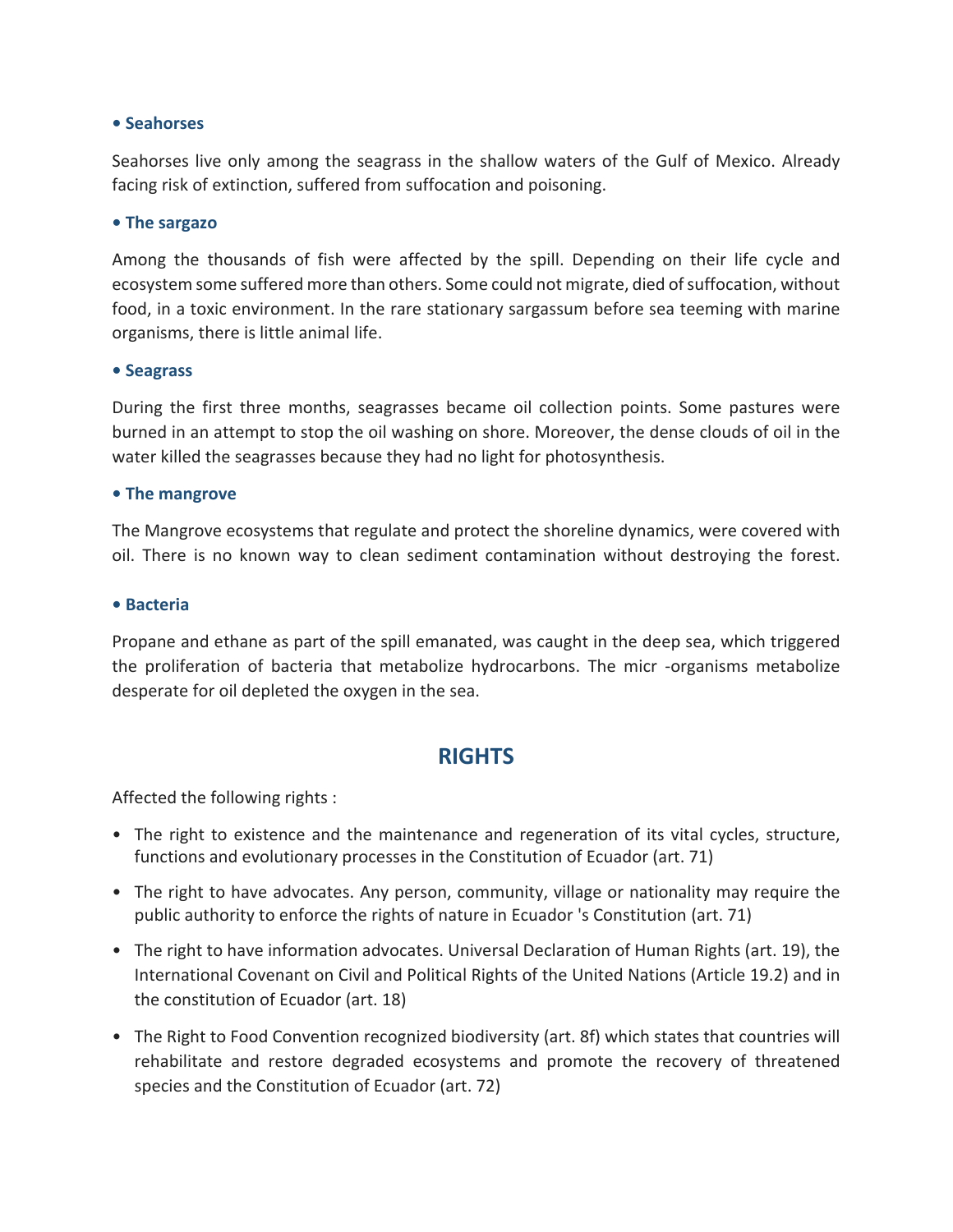**• Seahorses**

Seahorses live only among the seagrass in the shallow waters of the Gulf of Mexico. Already facing risk of extinction, suffered from suffocation and poisoning.

**• The sargazo**

Among the thousands of fish were affected by the spill. Depending on their life cycle and ecosystem some suffered more than others. Some could not migrate, died of suffocation, without food, in a toxic environment. In the rare stationary sargassum before sea teeming with marine organisms, there is little animal life.

**• Seagrass**

During the first three months, seagrasses became oil collection points. Some pastures were burned in an attempt to stop the oil washing on shore. Moreover, the dense clouds of oil in the water killed the seagrasses because they had no light for photosynthesis.

**• The mangrove**

The Mangrove ecosystems that regulate and protect the shoreline dynamics, were covered with oil. There is no known way to clean sediment contamination without destroying the forest.

**• Bacteria**

Propane and ethane as part of the spill emanated, was caught in the deep sea, which triggered the proliferation of bacteria that metabolize hydrocarbons. The micr -organisms metabolize desperate for oil depleted the oxygen in the sea.

## RIGHTS

Affected the following rights :

- The right to existence and the maintenance and regeneration of its vital cycles, structure, functions and evolutionary processes in the Constitution of Ecuador (art. 71)
- The right to have advocates. Any person, community, village or nationality may require the public authority to enforce the rights of nature in Ecuador 's Constitution (art. 71)
- The right to have information advocates. Universal Declaration of Human Rights (art. 19), the International Covenant on Civil and Political Rights of the United Nations (Article 19.2) and in the constitution of Ecuador (art. 18)
- The Right to Food Convention recognized biodiversity (art. 8f) which states that countries will rehabilitate and restore degraded ecosystems and promote the recovery of threatened species and the Constitution of Ecuador (art. 72)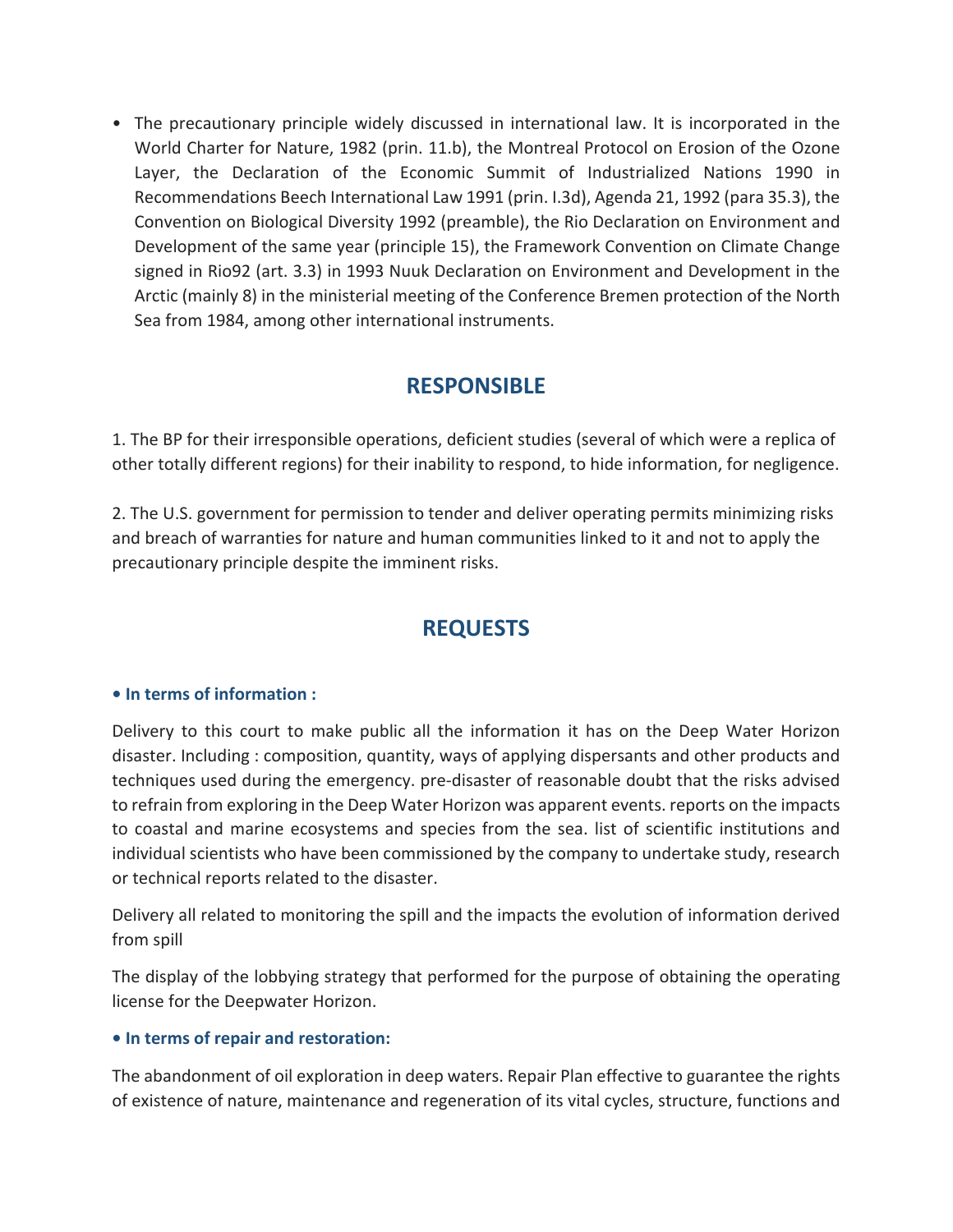- The precautionary principle widely discussed in international law. It is incorporated in the World Charter for Nature, 1982 (prin. 11.b), the Montreal Protocol on Erosion of the Ozone Layer, the Declaration of the Economic Summit of Industrialized Nations 1990 in Recommendations Beech International Law 1991 (prin. I.3d), Agenda 21, 1992 (para 35.3), the Convention on Biological Diversity 1992 (preamble), the Rio Declaration on Environment and Development of the same year (principle 15), the Framework Convention on Climate Change signed in Rio92 (art. 3.3) in 1993 Nuuk Declaration on Environment and Development in the Arctic (mainly 8) in the ministerial meeting of the Conference Bremen protection of the North Sea from 1984, among other international instruments.

## RESPONSIBLE

1. The BP for their irresponsible operations, deficient studies (several of which were a replica of other totally different regions) for their inability to respond, to hide information, for negligence.

2. The U.S. government for permission to tender and deliver operating permits minimizing risks and breach of warranties for nature and human communities linked to it and not to apply the precautionary principle despite the imminent risks.

## REQUESTS

**• In terms of information :**

Delivery to this court to make public all the information it has on the Deep Water Horizon disaster. Including : composition, quantity, ways of applying dispersants and other products and techniques used during the emergency. pre-disaster of reasonable doubt that the risks advised to refrain from exploring in the Deep Water Horizon was apparent events. reports on the impacts to coastal and marine ecosystems and species from the sea. list of scientific institutions and individual scientists who have been commissioned by the company to undertake study, research or technical reports related to the disaster.

Delivery all related to monitoring the spill and the impacts the evolution of information derived from spill

The display of the lobbying strategy that performed for the purpose of obtaining the operating license for the Deepwater Horizon.

**• In terms of repair and restoration:**

The abandonment of oil exploration in deep waters. Repair Plan effective to guarantee the rights of existence of nature, maintenance and regeneration of its vital cycles, structure, functions and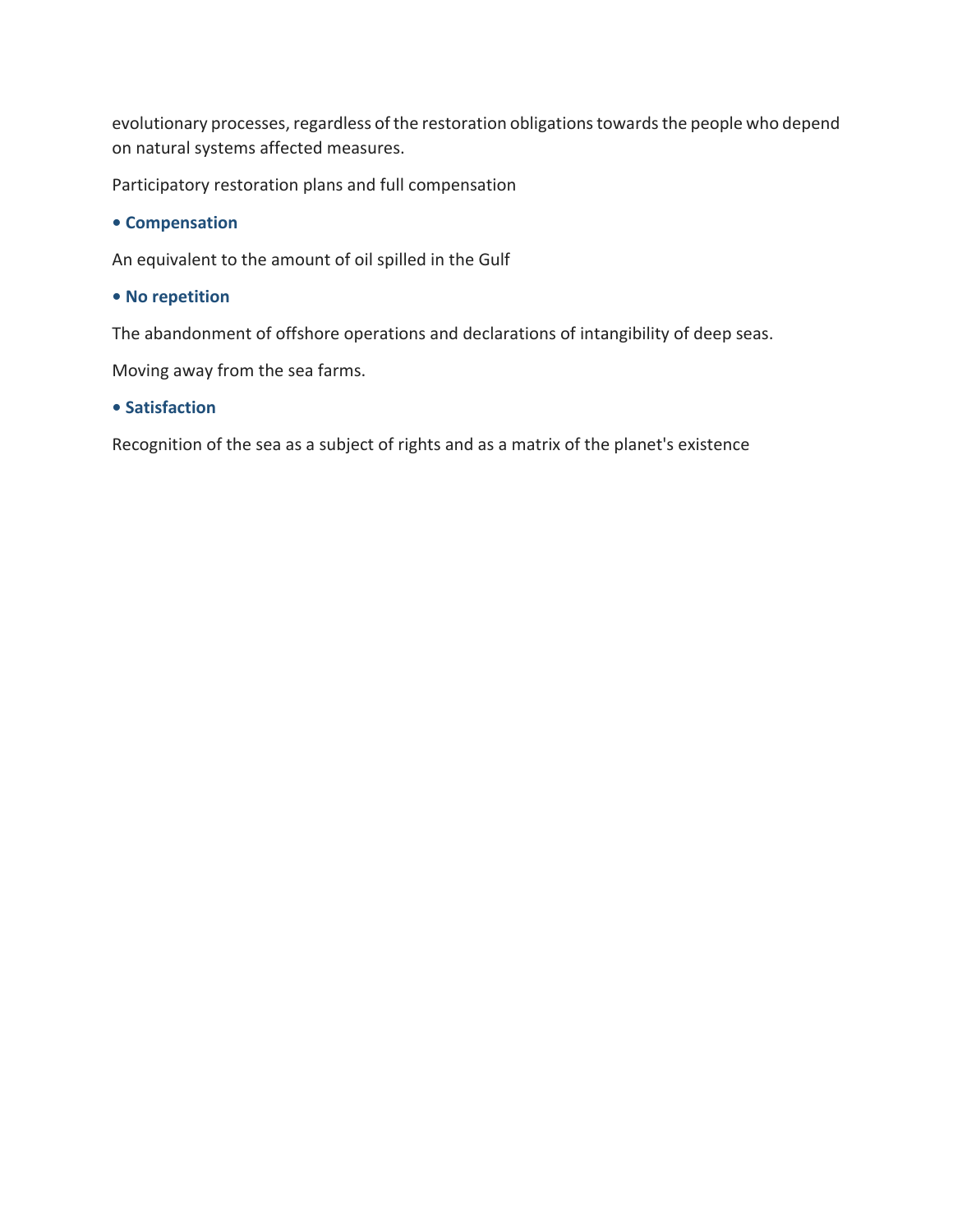evolutionary processes, regardless of the restoration obligations towards the people who depend on natural systems affected measures.

Participatory restoration plans and full compensation

- **Compensation**

An equivalent to the amount of oil spilled in the Gulf

- **No repetition**

The abandonment of offshore operations and declarations of intangibility of deep seas.

Moving away from the sea farms.

- **Satisfaction**

Recognition of the sea as a subject of rights and as a matrix of the planet's existence